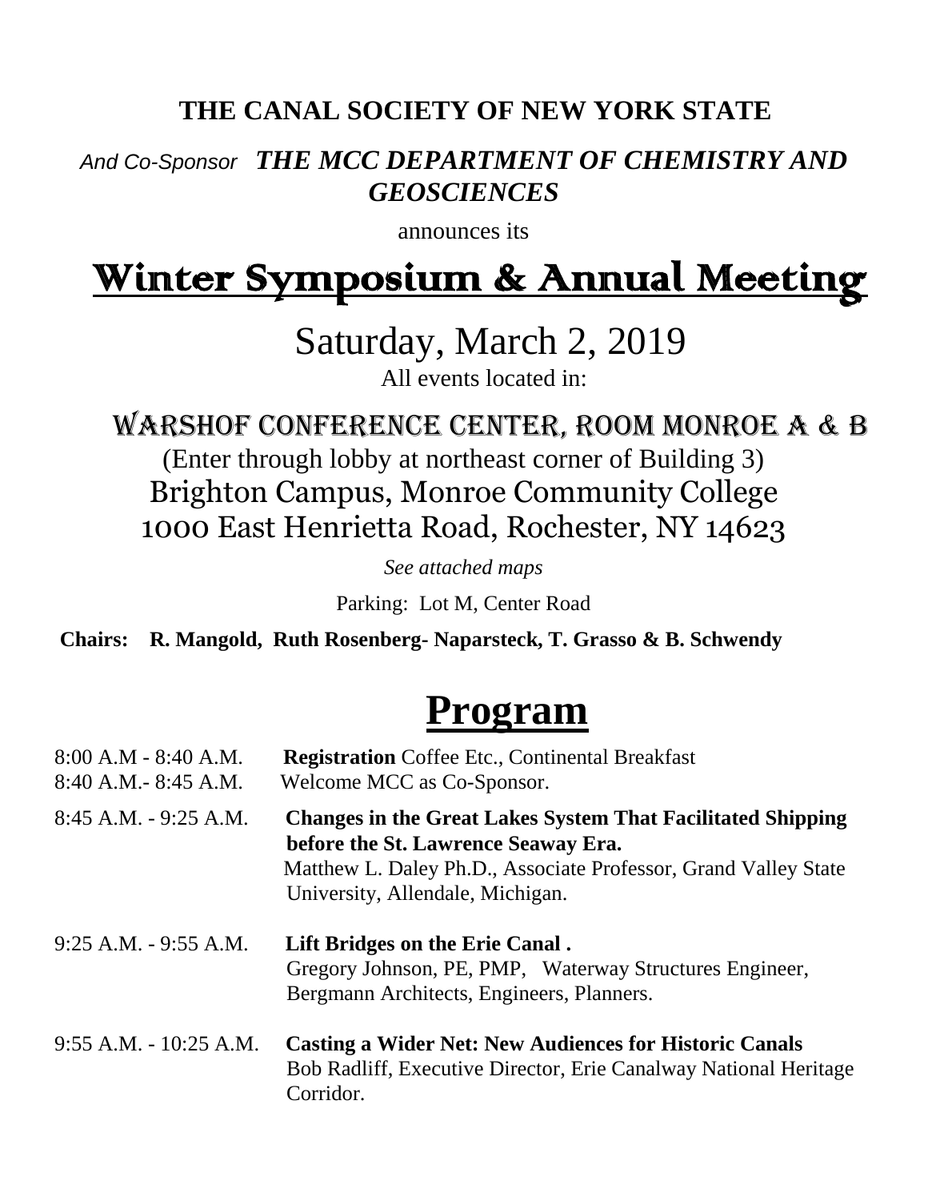**THE CANAL SOCIETY OF NEW YORK STATE**

*And Co-Sponsor* ***THE MCC DEPARTMENT OF CHEMISTRY AND GEOSCIENCES***

announces its

# Winter Symposium & Annual Meeting

## Saturday, March 2, 2019

All events located in:

### WARSHOF CONFERENCE CENTER, ROOM MONROE A & B

(Enter through lobby at northeast corner of Building 3)

Brighton Campus, Monroe Community College

1000 East Henrietta Road, Rochester, NY 14623

*See attached maps*

Parking: Lot M, Center Road

**Chairs: R. Mangold, Ruth Rosenberg- Naparsteck, T. Grasso & B. Schwendy**

# Program

| | |
|---|---|
| 8:00 A.M - 8:40 A.M. | **Registration** Coffee Etc., Continental Breakfast |
| 8:40 A.M.- 8:45 A.M. | Welcome MCC as Co-Sponsor. |
| 8:45 A.M. - 9:25 A.M. | **Changes in the Great Lakes System That Facilitated Shipping before the St. Lawrence Seaway Era.** Matthew L. Daley Ph.D., Associate Professor, Grand Valley State University, Allendale, Michigan. |
| 9:25 A.M. - 9:55 A.M. | **Lift Bridges on the Erie Canal .** Gregory Johnson, PE, PMP, Waterway Structures Engineer, Bergmann Architects, Engineers, Planners. |
| 9:55 A.M. - 10:25 A.M. | **Casting a Wider Net: New Audiences for Historic Canals** Bob Radliff, Executive Director, Erie Canalway National Heritage Corridor. |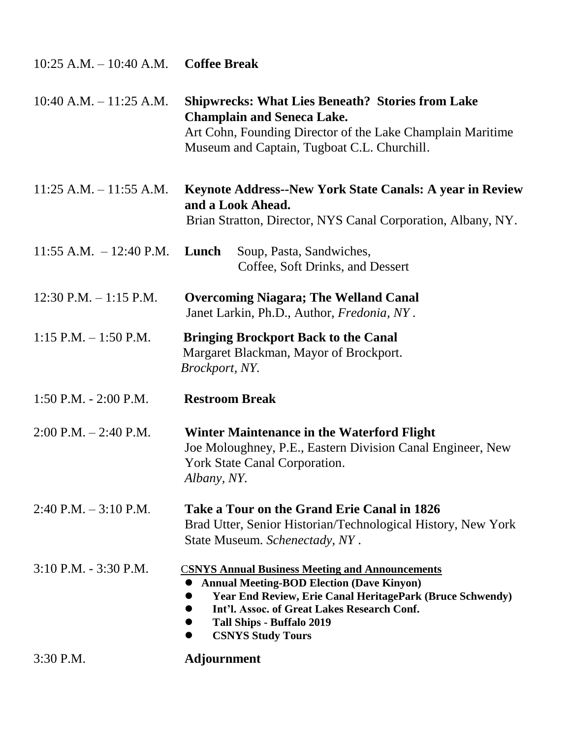10:25 A.M. – 10:40 A.M. **Coffee Break**

10:40 A.M. – 11:25 A.M. **Shipwrecks: What Lies Beneath? Stories from Lake Champlain and Seneca Lake.**
Art Cohn, Founding Director of the Lake Champlain Maritime Museum and Captain, Tugboat C.L. Churchill.

11:25 A.M. – 11:55 A.M. **Keynote Address--New York State Canals: A year in Review and a Look Ahead.**
Brian Stratton, Director, NYS Canal Corporation, Albany, NY.

11:55 A.M. – 12:40 P.M. **Lunch** Soup, Pasta, Sandwiches, Coffee, Soft Drinks, and Dessert

12:30 P.M. – 1:15 P.M. **Overcoming Niagara; The Welland Canal**
Janet Larkin, Ph.D., Author, *Fredonia, NY* .

1:15 P.M. – 1:50 P.M. **Bringing Brockport Back to the Canal**
Margaret Blackman, Mayor of Brockport. *Brockport, NY.*

1:50 P.M. - 2:00 P.M. **Restroom Break**

2:00 P.M. – 2:40 P.M. **Winter Maintenance in the Waterford Flight**
Joe Moloughney, P.E., Eastern Division Canal Engineer, New York State Canal Corporation. *Albany, NY.*

2:40 P.M. – 3:10 P.M. **Take a Tour on the Grand Erie Canal in 1826**
Brad Utter, Senior Historian/Technological History, New York State Museum. *Schenectady, NY* .

3:10 P.M. - 3:30 P.M. **CSNYS Annual Business Meeting and Announcements**

- **Annual Meeting-BOD Election (Dave Kinyon)**
- **Year End Review, Erie Canal HeritagePark (Bruce Schwendy)**
- **Int'l. Assoc. of Great Lakes Research Conf.**
- **Tall Ships - Buffalo 2019**
- **CSNYS Study Tours**

3:30 P.M. **Adjournment**